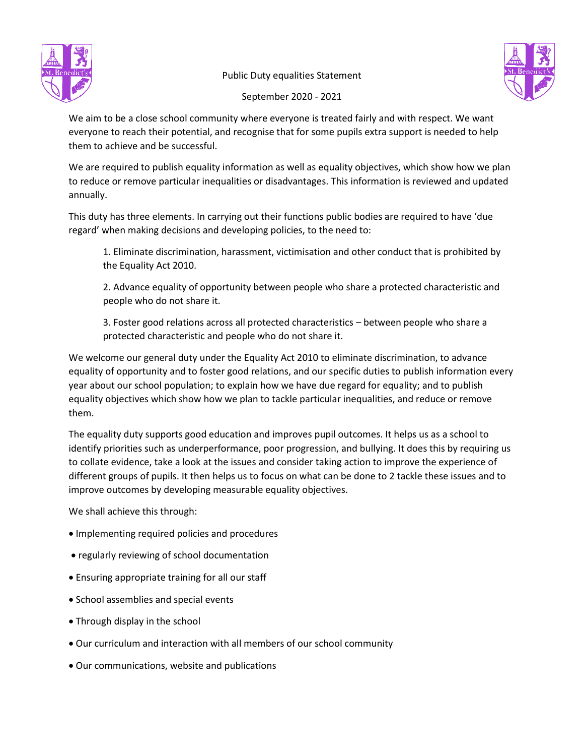# Public Duty equalities Statement

September 2020 - 2021

We aim to be a close school community where everyone is treated fairly and with respect. We want everyone to reach their potential, and recognise that for some pupils extra support is needed to help them to achieve and be successful.

We are required to publish equality information as well as equality objectives, which show how we plan to reduce or remove particular inequalities or disadvantages. This information is reviewed and updated annually.

This duty has three elements. In carrying out their functions public bodies are required to have 'due regard' when making decisions and developing policies, to the need to:

1. Eliminate discrimination, harassment, victimisation and other conduct that is prohibited by the Equality Act 2010.
2. Advance equality of opportunity between people who share a protected characteristic and people who do not share it.
3. Foster good relations across all protected characteristics – between people who share a protected characteristic and people who do not share it.

We welcome our general duty under the Equality Act 2010 to eliminate discrimination, to advance equality of opportunity and to foster good relations, and our specific duties to publish information every year about our school population; to explain how we have due regard for equality; and to publish equality objectives which show how we plan to tackle particular inequalities, and reduce or remove them.

The equality duty supports good education and improves pupil outcomes. It helps us as a school to identify priorities such as underperformance, poor progression, and bullying. It does this by requiring us to collate evidence, take a look at the issues and consider taking action to improve the experience of different groups of pupils. It then helps us to focus on what can be done to 2 tackle these issues and to improve outcomes by developing measurable equality objectives.

We shall achieve this through:

- Implementing required policies and procedures
- regularly reviewing of school documentation
- Ensuring appropriate training for all our staff
- School assemblies and special events
- Through display in the school
- Our curriculum and interaction with all members of our school community
- Our communications, website and publications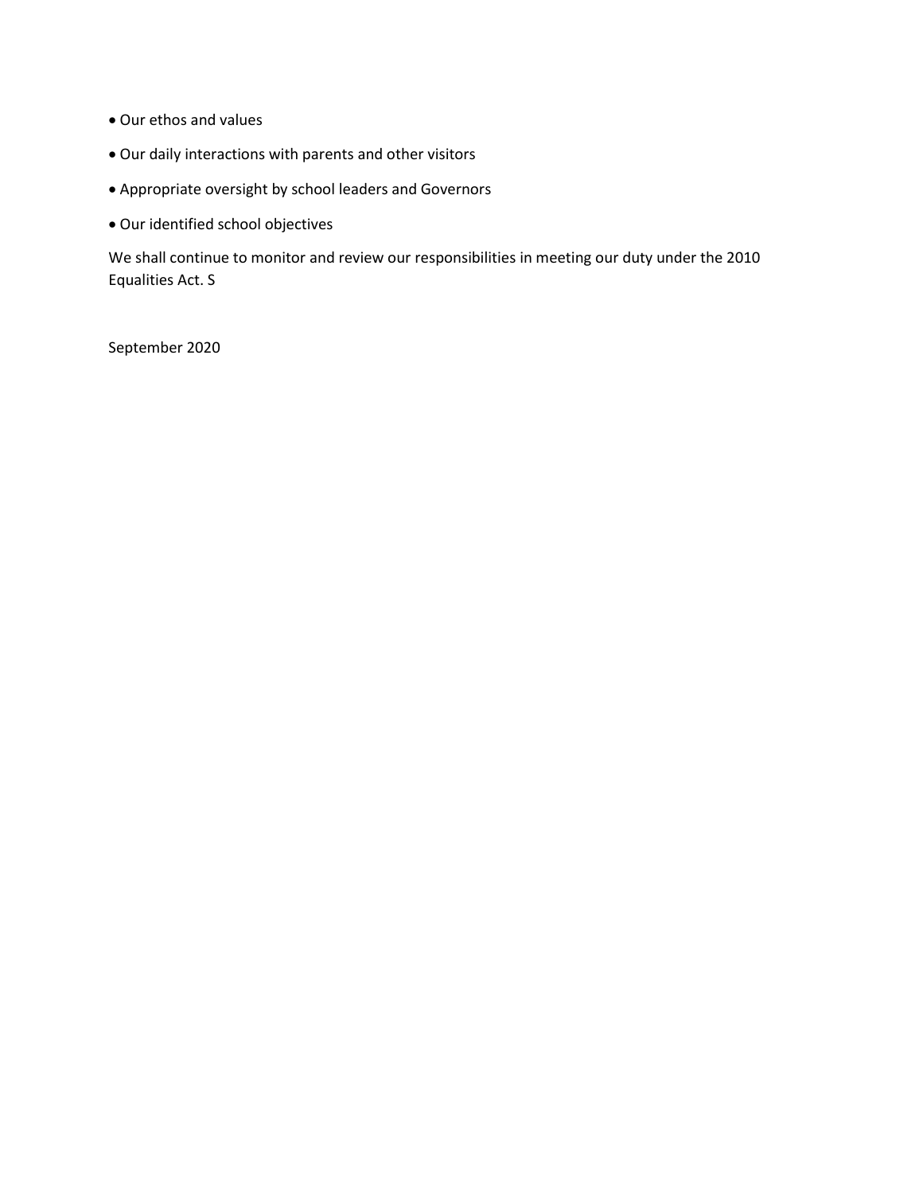- Our ethos and values
- Our daily interactions with parents and other visitors
- Appropriate oversight by school leaders and Governors
- Our identified school objectives

We shall continue to monitor and review our responsibilities in meeting our duty under the 2010 Equalities Act. S

September 2020